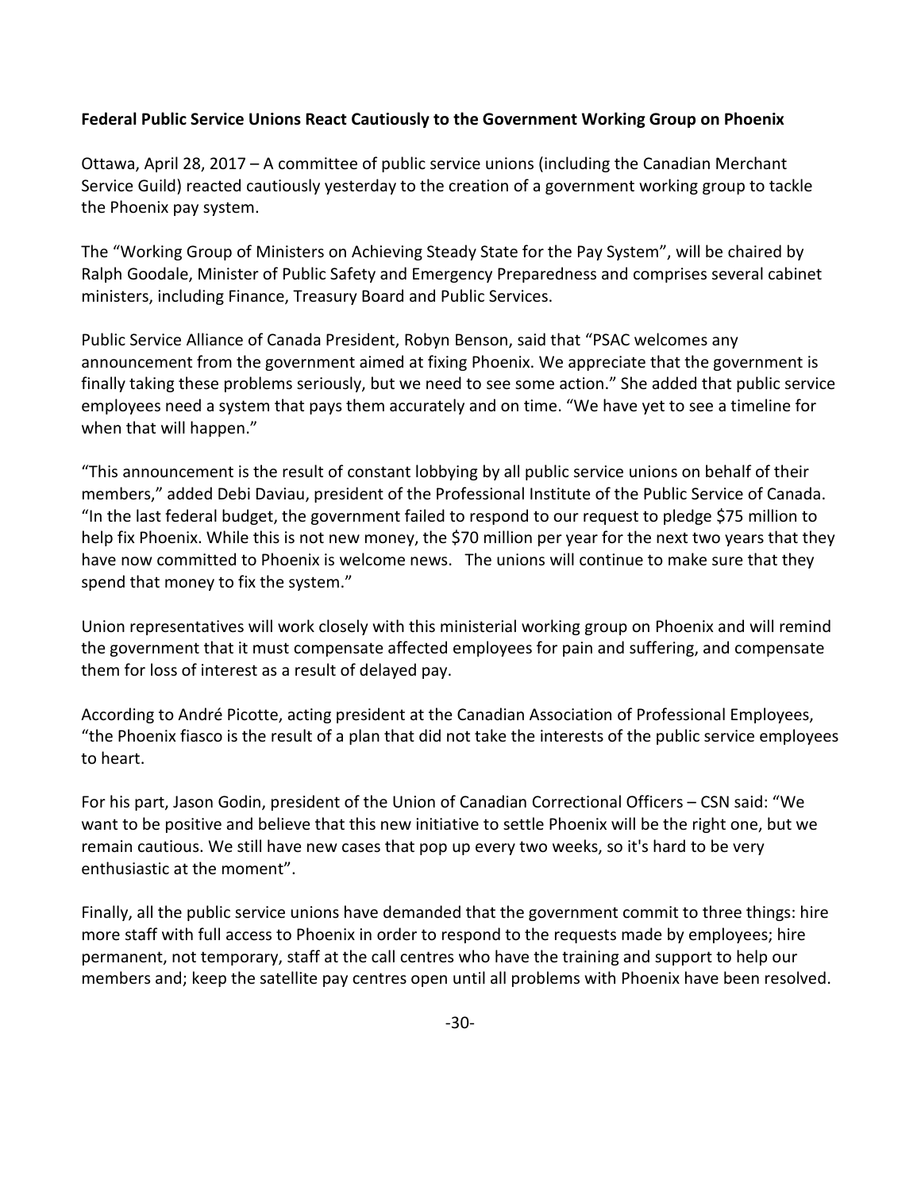**Federal Public Service Unions React Cautiously to the Government Working Group on Phoenix**

Ottawa, April 28, 2017 – A committee of public service unions (including the Canadian Merchant Service Guild) reacted cautiously yesterday to the creation of a government working group to tackle the Phoenix pay system.

The "Working Group of Ministers on Achieving Steady State for the Pay System", will be chaired by Ralph Goodale, Minister of Public Safety and Emergency Preparedness and comprises several cabinet ministers, including Finance, Treasury Board and Public Services.

Public Service Alliance of Canada President, Robyn Benson, said that "PSAC welcomes any announcement from the government aimed at fixing Phoenix. We appreciate that the government is finally taking these problems seriously, but we need to see some action." She added that public service employees need a system that pays them accurately and on time. "We have yet to see a timeline for when that will happen."

"This announcement is the result of constant lobbying by all public service unions on behalf of their members," added Debi Daviau, president of the Professional Institute of the Public Service of Canada. "In the last federal budget, the government failed to respond to our request to pledge $75 million to help fix Phoenix. While this is not new money, the $70 million per year for the next two years that they have now committed to Phoenix is welcome news. The unions will continue to make sure that they spend that money to fix the system."

Union representatives will work closely with this ministerial working group on Phoenix and will remind the government that it must compensate affected employees for pain and suffering, and compensate them for loss of interest as a result of delayed pay.

According to André Picotte, acting president at the Canadian Association of Professional Employees, "the Phoenix fiasco is the result of a plan that did not take the interests of the public service employees to heart.

For his part, Jason Godin, president of the Union of Canadian Correctional Officers – CSN said: "We want to be positive and believe that this new initiative to settle Phoenix will be the right one, but we remain cautious. We still have new cases that pop up every two weeks, so it's hard to be very enthusiastic at the moment".

Finally, all the public service unions have demanded that the government commit to three things: hire more staff with full access to Phoenix in order to respond to the requests made by employees; hire permanent, not temporary, staff at the call centres who have the training and support to help our members and; keep the satellite pay centres open until all problems with Phoenix have been resolved.

-30-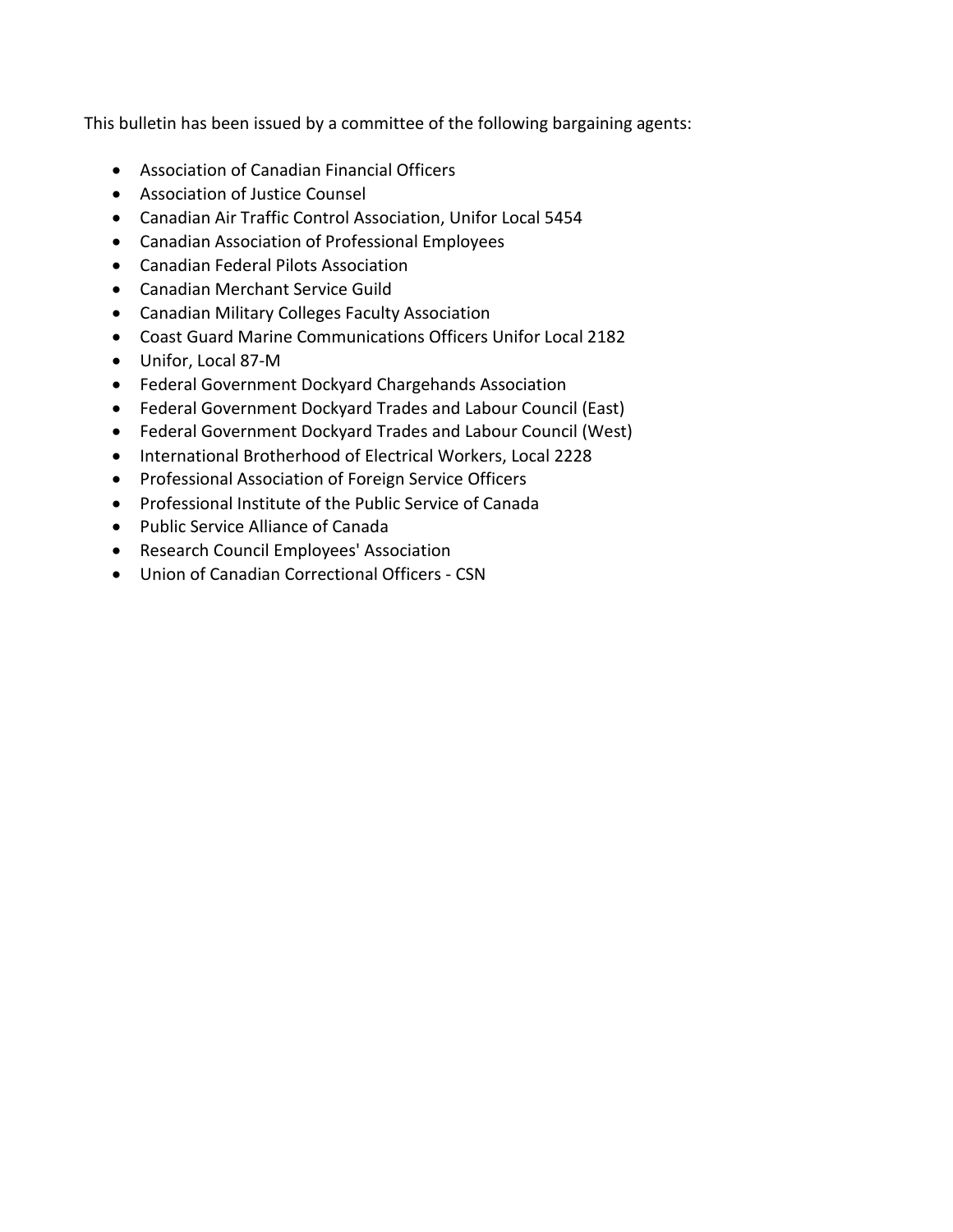This bulletin has been issued by a committee of the following bargaining agents:

- Association of Canadian Financial Officers
- Association of Justice Counsel
- Canadian Air Traffic Control Association, Unifor Local 5454
- Canadian Association of Professional Employees
- Canadian Federal Pilots Association
- Canadian Merchant Service Guild
- Canadian Military Colleges Faculty Association
- Coast Guard Marine Communications Officers Unifor Local 2182
- Unifor, Local 87-M
- Federal Government Dockyard Chargehands Association
- Federal Government Dockyard Trades and Labour Council (East)
- Federal Government Dockyard Trades and Labour Council (West)
- International Brotherhood of Electrical Workers, Local 2228
- Professional Association of Foreign Service Officers
- Professional Institute of the Public Service of Canada
- Public Service Alliance of Canada
- Research Council Employees' Association
- Union of Canadian Correctional Officers - CSN